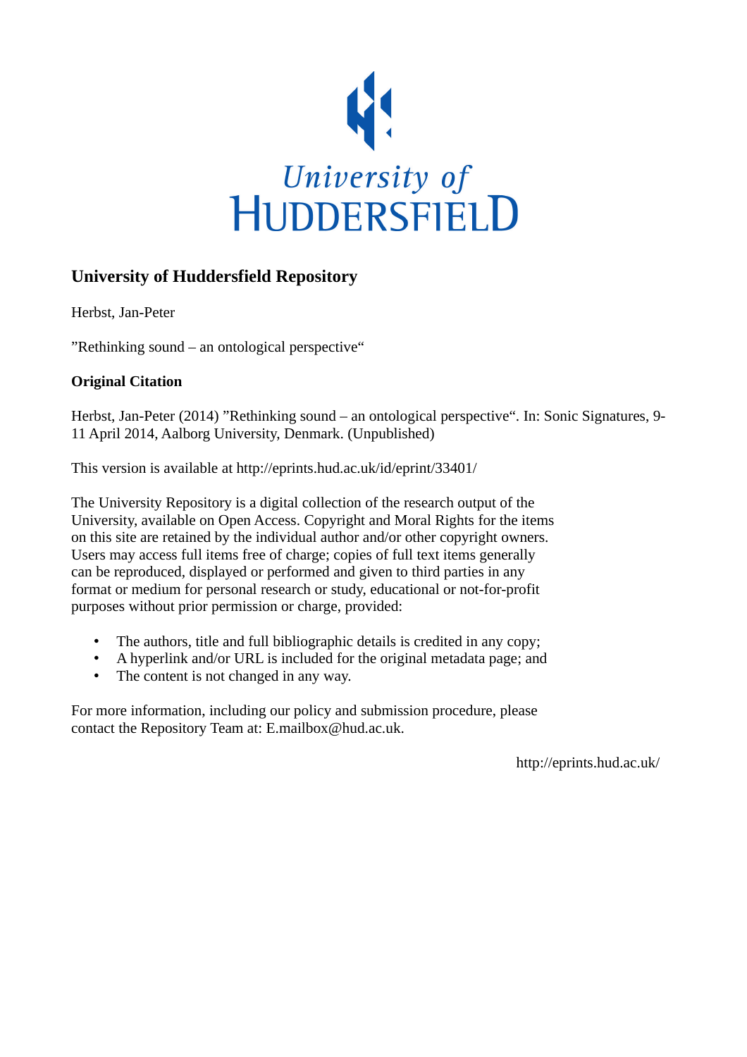University of
HUDDERSFIELD

## University of Huddersfield Repository

Herbst, Jan-Peter

”Rethinking sound – an ontological perspective“

### Original Citation

Herbst, Jan-Peter (2014) ”Rethinking sound – an ontological perspective“. In: Sonic Signatures, 9-11 April 2014, Aalborg University, Denmark. (Unpublished)

This version is available at http://eprints.hud.ac.uk/id/eprint/33401/

The University Repository is a digital collection of the research output of the University, available on Open Access. Copyright and Moral Rights for the items on this site are retained by the individual author and/or other copyright owners. Users may access full items free of charge; copies of full text items generally can be reproduced, displayed or performed and given to third parties in any format or medium for personal research or study, educational or not-for-profit purposes without prior permission or charge, provided:

- The authors, title and full bibliographic details is credited in any copy;
- A hyperlink and/or URL is included for the original metadata page; and
- The content is not changed in any way.

For more information, including our policy and submission procedure, please contact the Repository Team at: E.mailbox@hud.ac.uk.

http://eprints.hud.ac.uk/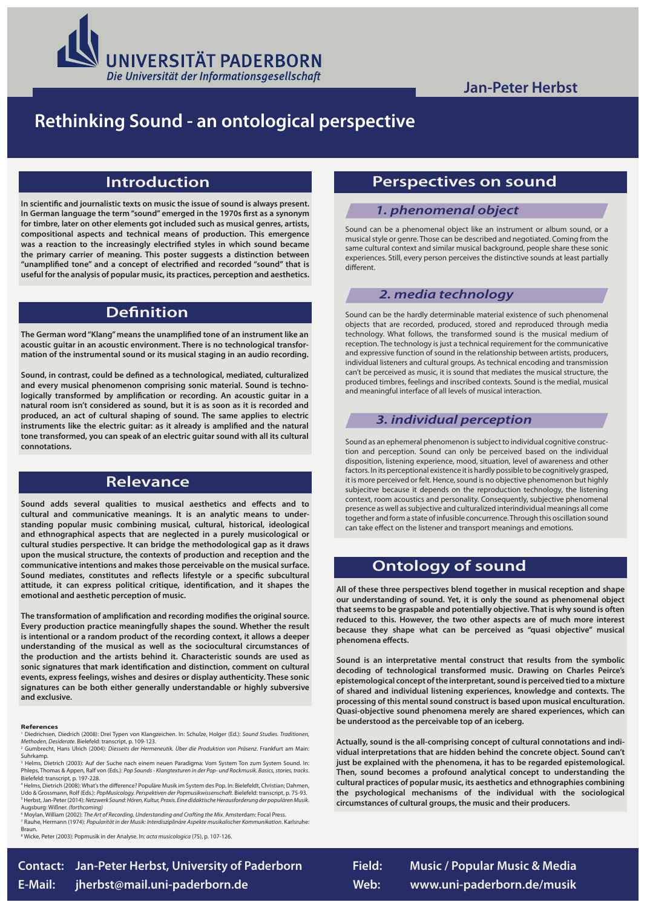UNIVERSITÄT PADERBORN

*Die Universität der Informationsgesellschaft*

**Jan-Peter Herbst**

# Rethinking Sound - an ontological perspective

## Introduction

**In scientific and journalistic texts on music the issue of sound is always present. In German language the term "sound" emerged in the 1970s first as a synonym for timbre, later on other elements got included such as musical genres, artists, compositional aspects and technical means of production. This emergence was a reaction to the increasingly electrified styles in which sound became the primary carrier of meaning. This poster suggests a distinction between "unamplified tone" and a concept of electrified and recorded "sound" that is useful for the analysis of popular music, its practices, perception and aesthetics.**

## Definition

**The German word "Klang" means the unamplified tone of an instrument like an acoustic guitar in an acoustic environment. There is no technological transformation of the instrumental sound or its musical staging in an audio recording.**

**Sound, in contrast, could be defined as a technological, mediated, culturalized and every musical phenomenon comprising sonic material. Sound is technologically transformed by amplification or recording. An acoustic guitar in a natural room isn't considered as sound, but it is as soon as it is recorded and produced, an act of cultural shaping of sound. The same applies to electric instruments like the electric guitar: as it already is amplified and the natural tone transformed, you can speak of an electric guitar sound with all its cultural connotations.**

## Relevance

**Sound adds several qualities to musical aesthetics and effects and to cultural and communicative meanings. It is an analytic means to understanding popular music combining musical, cultural, historical, ideological and ethnographical aspects that are neglected in a purely musicological or cultural studies perspective. It can bridge the methodological gap as it draws upon the musical structure, the contexts of production and reception and the communicative intentions and makes those perceivable on the musical surface. Sound mediates, constitutes and reflects lifestyle or a specific subcultural attitude, it can express political critique, identification, and it shapes the emotional and aesthetic perception of music.**

**The transformation of amplification and recording modifies the original source. Every production practice meaningfully shapes the sound. Whether the result is intentional or a random product of the recording context, it allows a deeper understanding of the musical as well as the sociocultural circumstances of the production and the artists behind it. Characteristic sounds are used as sonic signatures that mark identification and distinction, comment on cultural events, express feelings, wishes and desires or display authenticity. These sonic signatures can be both either generally understandable or highly subversive and exclusive.**

**References**

[1] Diedrichsen, Diedrich (2008): Drei Typen von Klangzeichen. In: Schulze, Holger (Ed.): *Sound Studies. Traditionen, Methoden, Desiderate*. Bielefeld: transcript, p. 109-123.
[2] Gumbrecht, Hans Ulrich (2004): *Diesseits der Hermeneutik. Über die Produktion von Präsenz*. Frankfurt am Main: Suhrkamp.
[3] Helms, Dietrich (2003): Auf der Suche nach einem neuen Paradigma: Vom System Ton zum System Sound. In: Phleps, Thomas & Appen, Ralf von (Eds.): *Pop Sounds - Klangtexturen in der Pop- und Rockmusik. Basics, stories, tracks*. Bielefeld: transcript, p. 197-228.
[4] Helms, Dietrich (2008): What's the difference? Populäre Musik im System des Pop. In: Bielefeldt, Christian; Dahmen, Udo & Grossmann, Rolf (Eds.): *PopMusicology. Perspektiven der Popmusikwissenschaft*. Bielefeld: transcript, p. 75-93.
[5] Herbst, Jan-Peter (2014): *Netzwerk Sound: Hören, Kultur, Praxis. Eine didaktische Herausforderung der populären Musik*. Augsburg: Wißner. *(forthcoming)*
[6] Moylan, William (2002): *The Art of Recording. Understanding and Crafting the Mix*. Amsterdam: Focal Press.
[7] Rauhe, Hermann (1974): *Popularität in der Musik: Interdisziplinäre Aspekte musikalischer Kommunikation*. Karlsruhe: Braun.
[8] Wicke, Peter (2003): Popmusik in der Analyse. In: *acta musicologica* (75), p. 107-126.

## Perspectives on sound

### *1. phenomenal object*

Sound can be a phenomenal object like an instrument or album sound, or a musical style or genre. Those can be described and negotiated. Coming from the same cultural context and similar musical background, people share these sonic experiences. Still, every person perceives the distinctive sounds at least partially different.

### *2. media technology*

Sound can be the hardly determinable material existence of such phenomenal objects that are recorded, produced, stored and reproduced through media technology. What follows, the transformed sound is the musical medium of reception. The technology is just a technical requirement for the communicative and expressive function of sound in the relationship between artists, producers, individual listeners and cultural groups. As technical encoding and transmission can't be perceived as music, it is sound that mediates the musical structure, the produced timbres, feelings and inscribed contexts. Sound is the medial, musical and meaningful interface of all levels of musical interaction.

### *3. individual perception*

Sound as an ephemeral phenomenon is subject to individual cognitive construction and perception. Sound can only be perceived based on the individual disposition, listening experience, mood, situation, level of awareness and other factors. In its perceptional existence it is hardly possible to be cognitively grasped, it is more perceived or felt. Hence, sound is no objective phenomenon but highly subjecitve because it depends on the reproduction technology, the listening context, room acoustics and personality. Consequently, subjective phenomenal presence as well as subjective and culturalized interindividual meanings all come together and form a state of infusible concurrence. Through this oscillation sound can take effect on the listener and transport meanings and emotions.

## Ontology of sound

**All of these three perspectives blend together in musical reception and shape our understanding of sound. Yet, it is only the sound as phenomenal object that seems to be graspable and potentially objective. That is why sound is often reduced to this. However, the two other aspects are of much more interest because they shape what can be perceived as "quasi objective" musical phenomena effects.**

**Sound is an interpretative mental construct that results from the symbolic decoding of technological transformed music. Drawing on Charles Peirce's epistemological concept of the interpretant, sound is perceived tied to a mixture of shared and individual listening experiences, knowledge and contexts. The processing of this mental sound construct is based upon musical enculturation. Quasi-objective sound phenomena merely are shared experiences, which can be understood as the perceivable top of an iceberg.**

**Actually, sound is the all-comprising concept of cultural connotations and individual interpretations that are hidden behind the concrete object. Sound can't just be explained with the phenomena, it has to be regarded epistemological. Then, sound becomes a profound analytical concept to understanding the cultural practices of popular music, its aesthetics and ethnographies combining the psychological mechanisms of the individual with the sociological circumstances of cultural groups, the music and their producers.**

**Contact:** Jan-Peter Herbst, University of Paderborn
**E-Mail:** jherbst@mail.uni-paderborn.de
**Field:** Music / Popular Music & Media
**Web:** www.uni-paderborn.de/musik